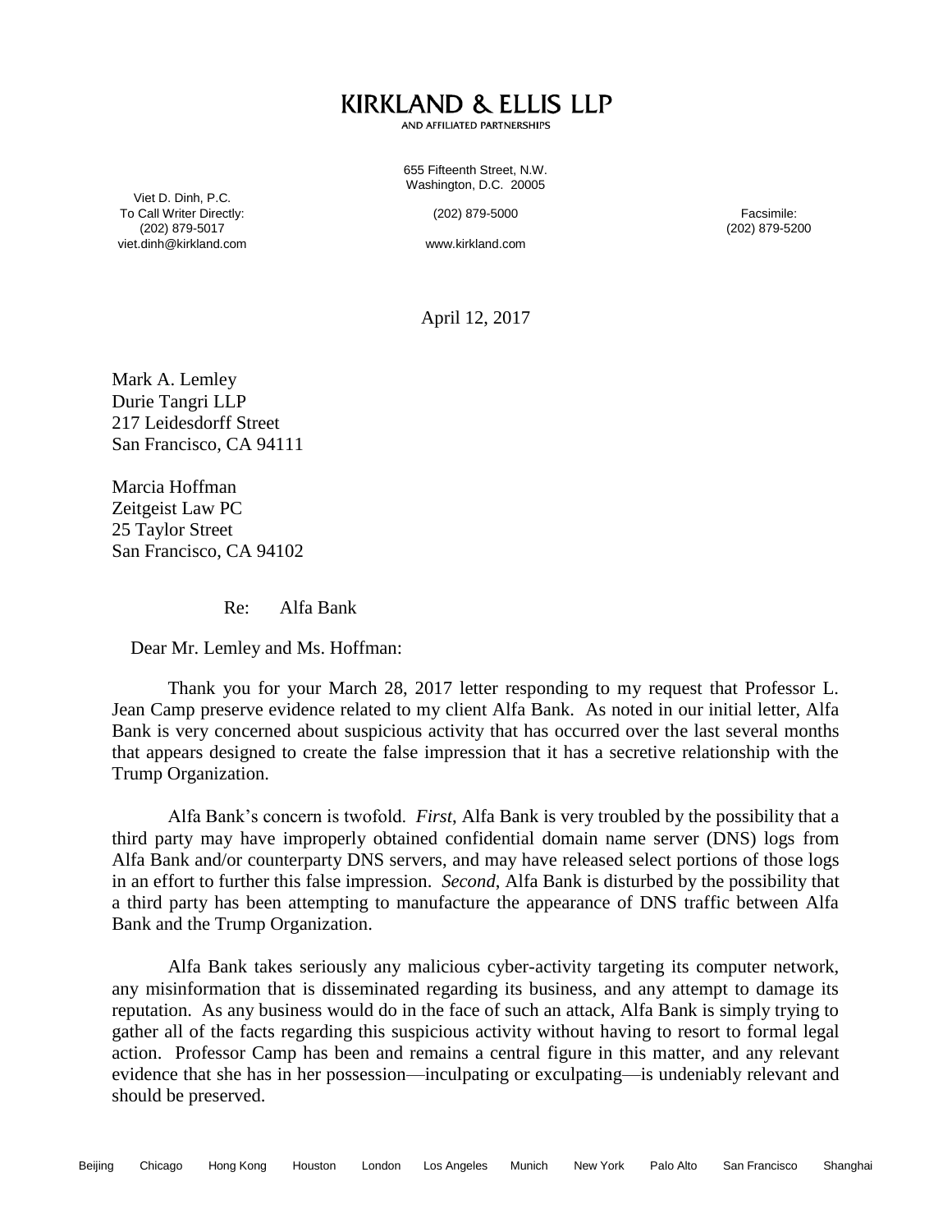# KIRKLAND & ELLIS LLP

AND AFFILIATED PARTNERSHIPS

655 Fifteenth Street, N.W.
Washington, D.C. 20005

Viet D. Dinh, P.C.
To Call Writer Directly:
(202) 879-5017
viet.dinh@kirkland.com

(202) 879-5000

www.kirkland.com

Facsimile:
(202) 879-5200

April 12, 2017

Mark A. Lemley
Durie Tangri LLP
217 Leidesdorff Street
San Francisco, CA 94111

Marcia Hoffman
Zeitgeist Law PC
25 Taylor Street
San Francisco, CA 94102

Re: Alfa Bank

Dear Mr. Lemley and Ms. Hoffman:

Thank you for your March 28, 2017 letter responding to my request that Professor L. Jean Camp preserve evidence related to my client Alfa Bank. As noted in our initial letter, Alfa Bank is very concerned about suspicious activity that has occurred over the last several months that appears designed to create the false impression that it has a secretive relationship with the Trump Organization.

Alfa Bank's concern is twofold. *First*, Alfa Bank is very troubled by the possibility that a third party may have improperly obtained confidential domain name server (DNS) logs from Alfa Bank and/or counterparty DNS servers, and may have released select portions of those logs in an effort to further this false impression. *Second*, Alfa Bank is disturbed by the possibility that a third party has been attempting to manufacture the appearance of DNS traffic between Alfa Bank and the Trump Organization.

Alfa Bank takes seriously any malicious cyber-activity targeting its computer network, any misinformation that is disseminated regarding its business, and any attempt to damage its reputation. As any business would do in the face of such an attack, Alfa Bank is simply trying to gather all of the facts regarding this suspicious activity without having to resort to formal legal action. Professor Camp has been and remains a central figure in this matter, and any relevant evidence that she has in her possession—inculpating or exculpating—is undeniably relevant and should be preserved.

Beijing Chicago Hong Kong Houston London Los Angeles Munich New York Palo Alto San Francisco Shanghai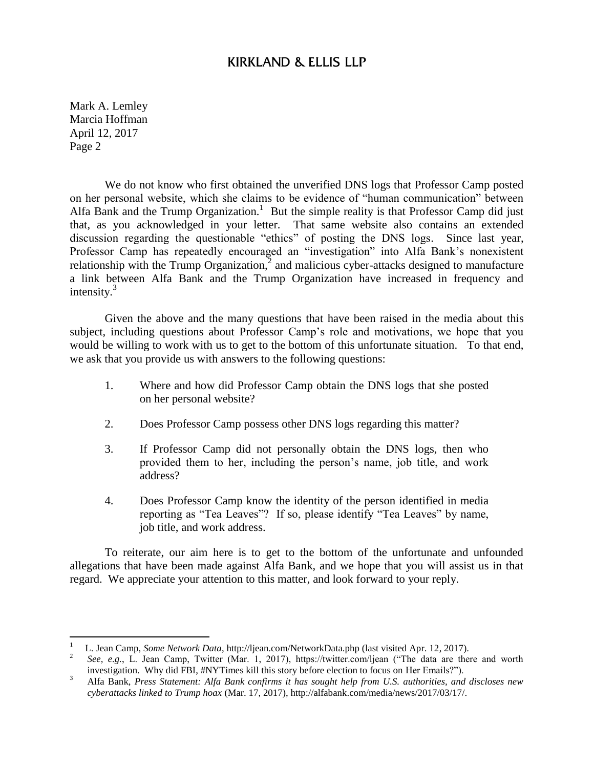We do not know who first obtained the unverified DNS logs that Professor Camp posted on her personal website, which she claims to be evidence of "human communication" between Alfa Bank and the Trump Organization.[1] But the simple reality is that Professor Camp did just that, as you acknowledged in your letter. That same website also contains an extended discussion regarding the questionable "ethics" of posting the DNS logs. Since last year, Professor Camp has repeatedly encouraged an "investigation" into Alfa Bank's nonexistent relationship with the Trump Organization,[2] and malicious cyber-attacks designed to manufacture a link between Alfa Bank and the Trump Organization have increased in frequency and intensity.[3]

Given the above and the many questions that have been raised in the media about this subject, including questions about Professor Camp's role and motivations, we hope that you would be willing to work with us to get to the bottom of this unfortunate situation. To that end, we ask that you provide us with answers to the following questions:

1. Where and how did Professor Camp obtain the DNS logs that she posted on her personal website?

2. Does Professor Camp possess other DNS logs regarding this matter?

3. If Professor Camp did not personally obtain the DNS logs, then who provided them to her, including the person's name, job title, and work address?

4. Does Professor Camp know the identity of the person identified in media reporting as "Tea Leaves"? If so, please identify "Tea Leaves" by name, job title, and work address.

To reiterate, our aim here is to get to the bottom of the unfortunate and unfounded allegations that have been made against Alfa Bank, and we hope that you will assist us in that regard. We appreciate your attention to this matter, and look forward to your reply.

---

[1] L. Jean Camp, *Some Network Data*, http://ljean.com/NetworkData.php (last visited Apr. 12, 2017).

[2] *See, e.g.*, L. Jean Camp, Twitter (Mar. 1, 2017), https://twitter.com/ljean ("The data are there and worth investigation. Why did FBI, #NYTimes kill this story before election to focus on Her Emails?").

[3] Alfa Bank, *Press Statement: Alfa Bank confirms it has sought help from U.S. authorities, and discloses new cyberattacks linked to Trump hoax* (Mar. 17, 2017), http://alfabank.com/media/news/2017/03/17/.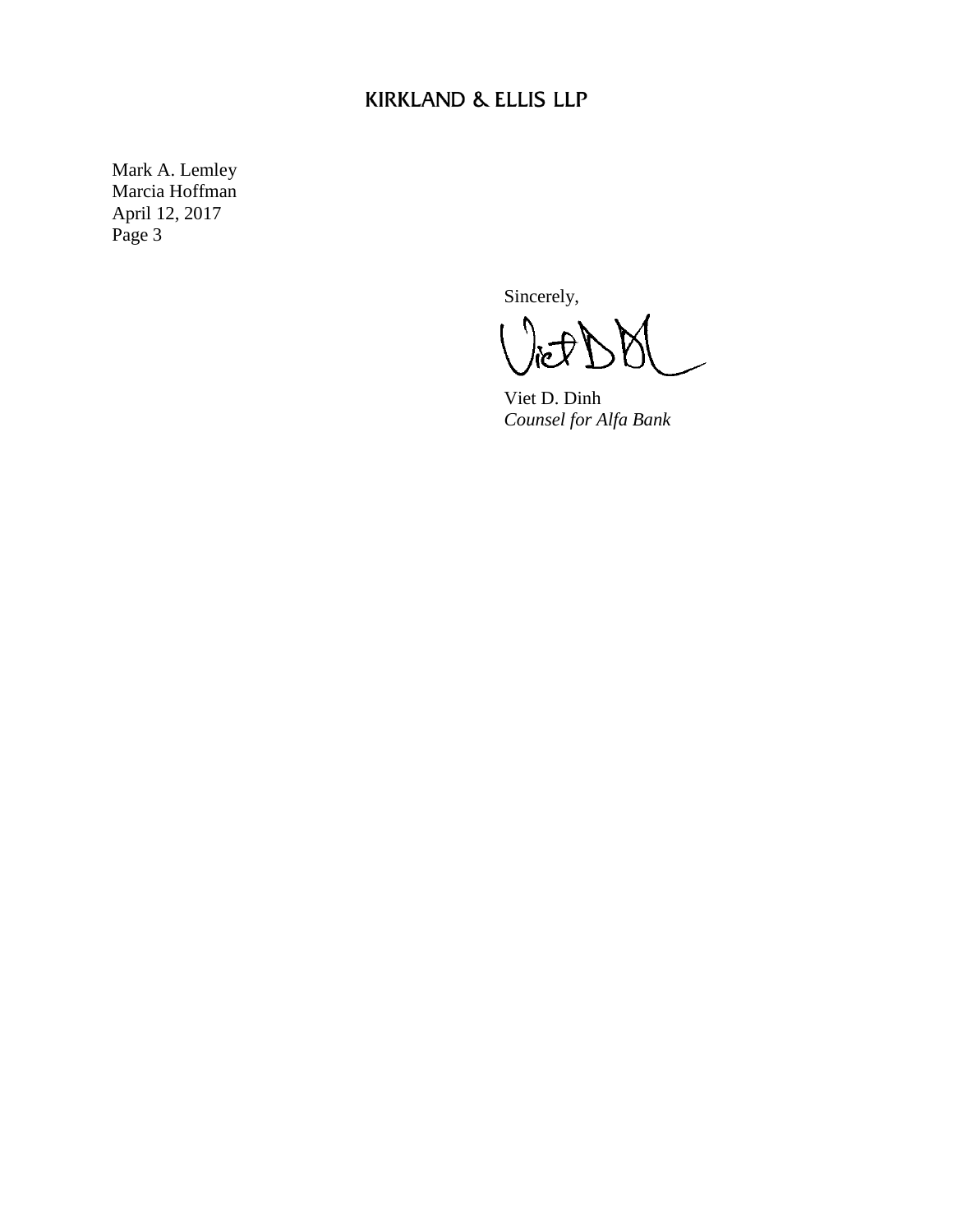Sincerely,

Viet D. Dinh
*Counsel for Alfa Bank*